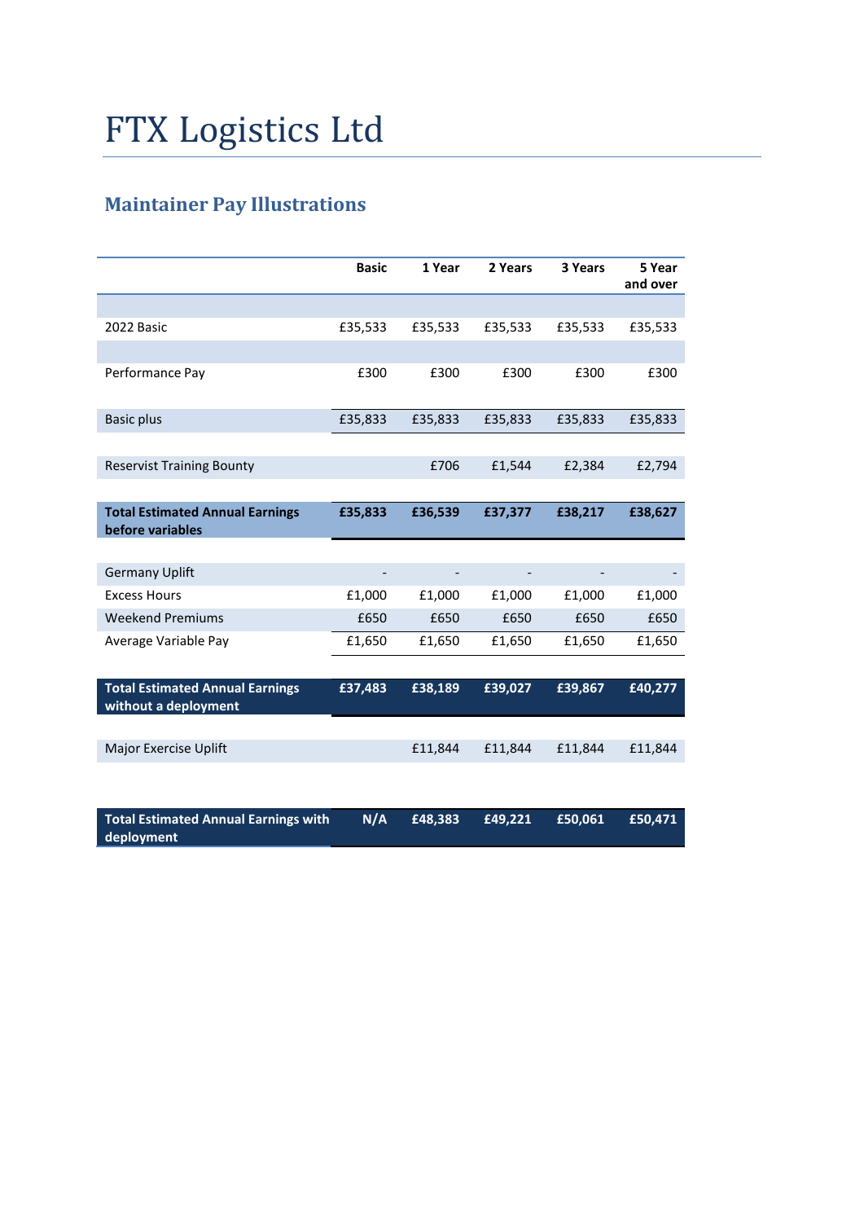# FTX Logistics Ltd

## Maintainer Pay Illustrations

| | Basic | 1 Year | 2 Years | 3 Years | 5 Year and over |
|---|---|---|---|---|---|
| 2022 Basic | £35,533 | £35,533 | £35,533 | £35,533 | £35,533 |
| Performance Pay | £300 | £300 | £300 | £300 | £300 |
| Basic plus | £35,833 | £35,833 | £35,833 | £35,833 | £35,833 |
| Reservist Training Bounty | | £706 | £1,544 | £2,384 | £2,794 |
| **Total Estimated Annual Earnings before variables** | **£35,833** | **£36,539** | **£37,377** | **£38,217** | **£38,627** |
| Germany Uplift | - | - | - | - | - |
| Excess Hours | £1,000 | £1,000 | £1,000 | £1,000 | £1,000 |
| Weekend Premiums | £650 | £650 | £650 | £650 | £650 |
| Average Variable Pay | £1,650 | £1,650 | £1,650 | £1,650 | £1,650 |
| **Total Estimated Annual Earnings without a deployment** | **£37,483** | **£38,189** | **£39,027** | **£39,867** | **£40,277** |
| Major Exercise Uplift | | £11,844 | £11,844 | £11,844 | £11,844 |
| **Total Estimated Annual Earnings with deployment** | **N/A** | **£48,383** | **£49,221** | **£50,061** | **£50,471** |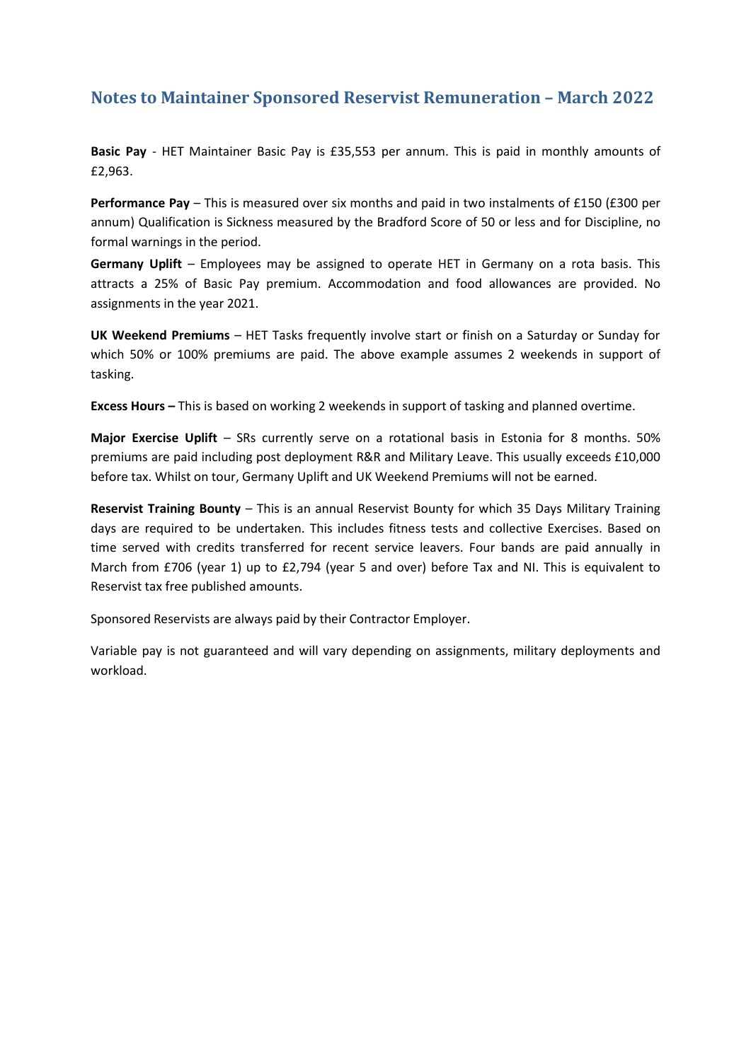## Notes to Maintainer Sponsored Reservist Remuneration – March 2022

**Basic Pay** - HET Maintainer Basic Pay is £35,553 per annum. This is paid in monthly amounts of £2,963.

**Performance Pay** – This is measured over six months and paid in two instalments of £150 (£300 per annum) Qualification is Sickness measured by the Bradford Score of 50 or less and for Discipline, no formal warnings in the period.

**Germany Uplift** – Employees may be assigned to operate HET in Germany on a rota basis. This attracts a 25% of Basic Pay premium. Accommodation and food allowances are provided. No assignments in the year 2021.

**UK Weekend Premiums** – HET Tasks frequently involve start or finish on a Saturday or Sunday for which 50% or 100% premiums are paid. The above example assumes 2 weekends in support of tasking.

**Excess Hours –** This is based on working 2 weekends in support of tasking and planned overtime.

**Major Exercise Uplift** – SRs currently serve on a rotational basis in Estonia for 8 months. 50% premiums are paid including post deployment R&R and Military Leave. This usually exceeds £10,000 before tax. Whilst on tour, Germany Uplift and UK Weekend Premiums will not be earned.

**Reservist Training Bounty** – This is an annual Reservist Bounty for which 35 Days Military Training days are required to be undertaken. This includes fitness tests and collective Exercises. Based on time served with credits transferred for recent service leavers. Four bands are paid annually in March from £706 (year 1) up to £2,794 (year 5 and over) before Tax and NI. This is equivalent to Reservist tax free published amounts.

Sponsored Reservists are always paid by their Contractor Employer.

Variable pay is not guaranteed and will vary depending on assignments, military deployments and workload.